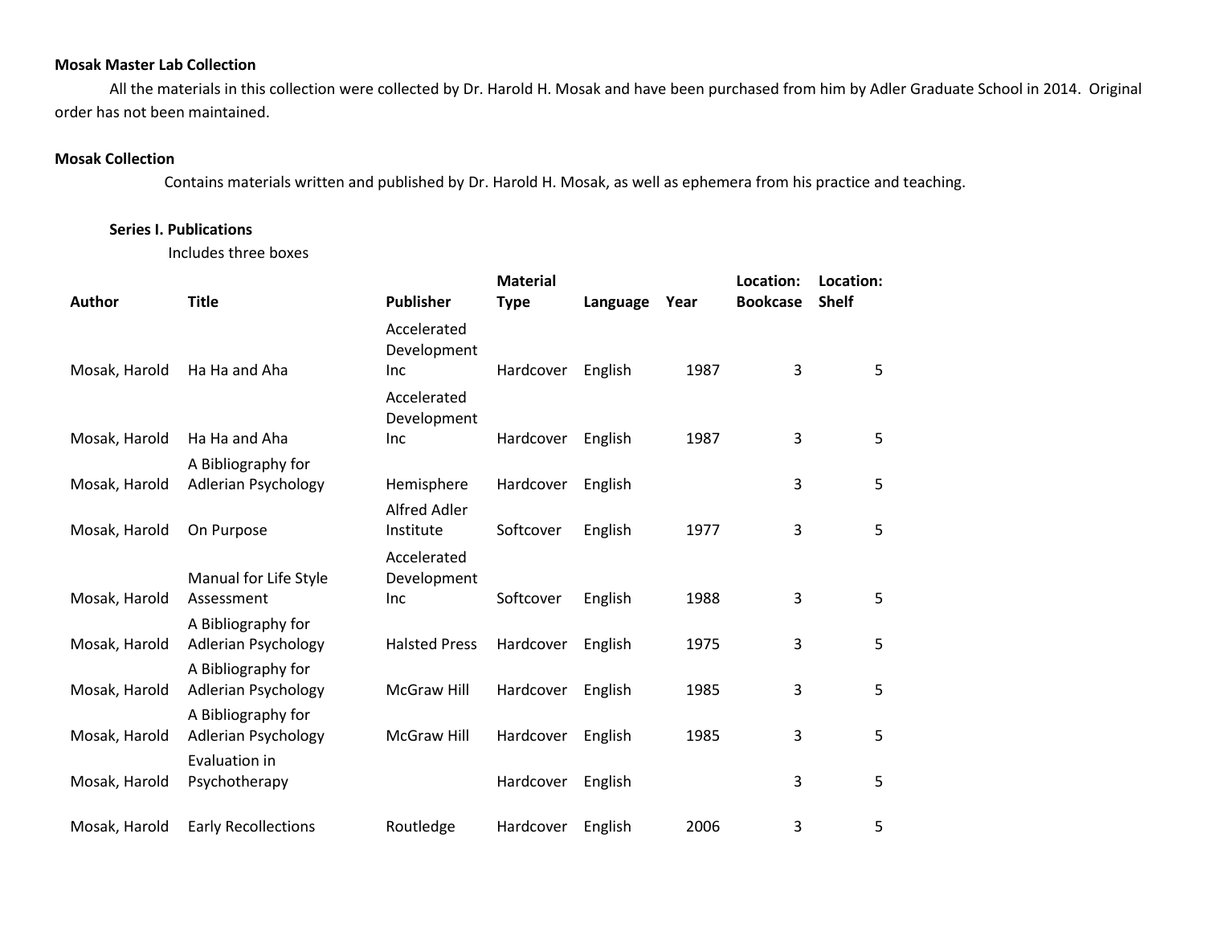**Mosak Master Lab Collection**

All the materials in this collection were collected by Dr. Harold H. Mosak and have been purchased from him by Adler Graduate School in 2014. Original order has not been maintained.

**Mosak Collection**

Contains materials written and published by Dr. Harold H. Mosak, as well as ephemera from his practice and teaching.

**Series I. Publications**

Includes three boxes

| Author | Title | Publisher | Material Type | Language | Year | Location: Bookcase | Location: Shelf |
|---|---|---|---|---|---|---|---|
| Mosak, Harold | Ha Ha and Aha | Accelerated Development Inc | Hardcover | English | 1987 | 3 | 5 |
| Mosak, Harold | Ha Ha and Aha | Accelerated Development Inc | Hardcover | English | 1987 | 3 | 5 |
| Mosak, Harold | A Bibliography for Adlerian Psychology | Hemisphere | Hardcover | English | | 3 | 5 |
| Mosak, Harold | On Purpose | Alfred Adler Institute | Softcover | English | 1977 | 3 | 5 |
| Mosak, Harold | Manual for Life Style Assessment | Accelerated Development Inc | Softcover | English | 1988 | 3 | 5 |
| Mosak, Harold | A Bibliography for Adlerian Psychology | Halsted Press | Hardcover | English | 1975 | 3 | 5 |
| Mosak, Harold | A Bibliography for Adlerian Psychology | McGraw Hill | Hardcover | English | 1985 | 3 | 5 |
| Mosak, Harold | A Bibliography for Adlerian Psychology | McGraw Hill | Hardcover | English | 1985 | 3 | 5 |
| Mosak, Harold | Evaluation in Psychotherapy | | Hardcover | English | | 3 | 5 |
| Mosak, Harold | Early Recollections | Routledge | Hardcover | English | 2006 | 3 | 5 |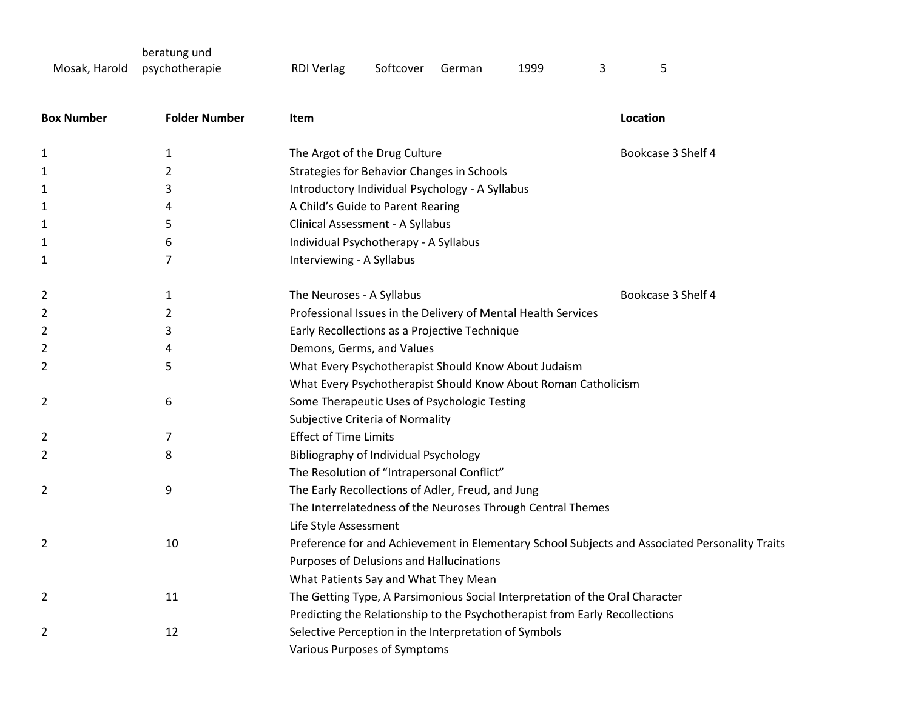| | | | | | | | |
|---|---|---|---|---|---|---|---|
| Mosak, Harold | beratung und psychotherapie | RDI Verlag | Softcover | German | 1999 | 3 | 5 |

| Box Number | Folder Number | Item | Location |
|---|---|---|---|
| 1 | 1 | The Argot of the Drug Culture | Bookcase 3 Shelf 4 |
| 1 | 2 | Strategies for Behavior Changes in Schools | |
| 1 | 3 | Introductory Individual Psychology - A Syllabus | |
| 1 | 4 | A Child's Guide to Parent Rearing | |
| 1 | 5 | Clinical Assessment - A Syllabus | |
| 1 | 6 | Individual Psychotherapy - A Syllabus | |
| 1 | 7 | Interviewing - A Syllabus | |
| 2 | 1 | The Neuroses - A Syllabus | Bookcase 3 Shelf 4 |
| 2 | 2 | Professional Issues in the Delivery of Mental Health Services | |
| 2 | 3 | Early Recollections as a Projective Technique | |
| 2 | 4 | Demons, Germs, and Values | |
| 2 | 5 | What Every Psychotherapist Should Know About Judaism | |
| | | What Every Psychotherapist Should Know About Roman Catholicism | |
| 2 | 6 | Some Therapeutic Uses of Psychologic Testing | |
| | | Subjective Criteria of Normality | |
| 2 | 7 | Effect of Time Limits | |
| 2 | 8 | Bibliography of Individual Psychology | |
| | | The Resolution of "Intrapersonal Conflict" | |
| 2 | 9 | The Early Recollections of Adler, Freud, and Jung | |
| | | The Interrelatedness of the Neuroses Through Central Themes | |
| | | Life Style Assessment | |
| 2 | 10 | Preference for and Achievement in Elementary School Subjects and Associated Personality Traits | |
| | | Purposes of Delusions and Hallucinations | |
| | | What Patients Say and What They Mean | |
| 2 | 11 | The Getting Type, A Parsimonious Social Interpretation of the Oral Character | |
| | | Predicting the Relationship to the Psychotherapist from Early Recollections | |
| 2 | 12 | Selective Perception in the Interpretation of Symbols | |
| | | Various Purposes of Symptoms | |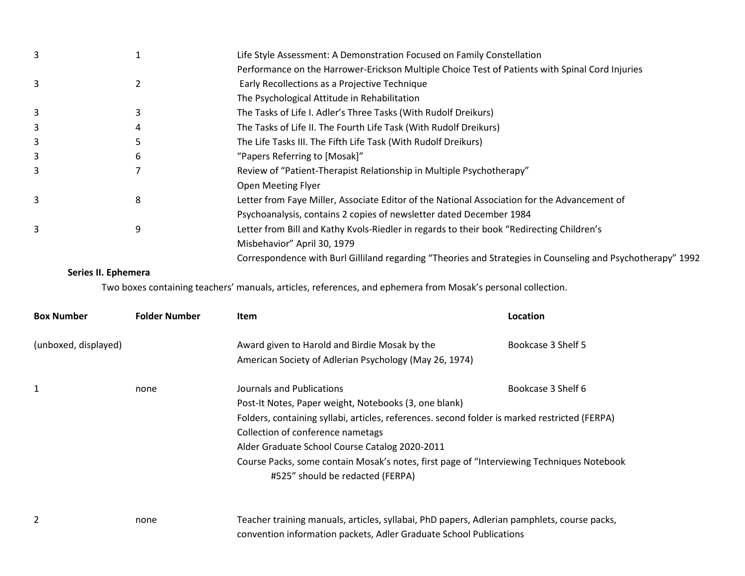| | | |
|---|---|---|
| 3 | 1 | Life Style Assessment: A Demonstration Focused on Family Constellation<br>Performance on the Harrower-Erickson Multiple Choice Test of Patients with Spinal Cord Injuries |
| 3 | 2 | Early Recollections as a Projective Technique<br>The Psychological Attitude in Rehabilitation |
| 3 | 3 | The Tasks of Life I. Adler's Three Tasks (With Rudolf Dreikurs) |
| 3 | 4 | The Tasks of Life II. The Fourth Life Task (With Rudolf Dreikurs) |
| 3 | 5 | The Life Tasks III. The Fifth Life Task (With Rudolf Dreikurs) |
| 3 | 6 | "Papers Referring to [Mosak]" |
| 3 | 7 | Review of "Patient-Therapist Relationship in Multiple Psychotherapy"<br>Open Meeting Flyer |
| 3 | 8 | Letter from Faye Miller, Associate Editor of the National Association for the Advancement of Psychoanalysis, contains 2 copies of newsletter dated December 1984 |
| 3 | 9 | Letter from Bill and Kathy Kvols-Riedler in regards to their book "Redirecting Children's Misbehavior" April 30, 1979<br>Correspondence with Burl Gilliland regarding "Theories and Strategies in Counseling and Psychotherapy" 1992 |

**Series II. Ephemera**

Two boxes containing teachers' manuals, articles, references, and ephemera from Mosak's personal collection.

| Box Number | Folder Number | Item | Location |
|---|---|---|---|
| (unboxed, displayed) | | Award given to Harold and Birdie Mosak by the American Society of Adlerian Psychology (May 26, 1974) | Bookcase 3 Shelf 5 |
| 1 | none | Journals and Publications<br>Post-It Notes, Paper weight, Notebooks (3, one blank)<br>Folders, containing syllabi, articles, references. second folder is marked restricted (FERPA)<br>Collection of conference nametags<br>Alder Graduate School Course Catalog 2020-2011<br>Course Packs, some contain Mosak's notes, first page of "Interviewing Techniques Notebook #525" should be redacted (FERPA) | Bookcase 3 Shelf 6 |
| 2 | none | Teacher training manuals, articles, syllabai, PhD papers, Adlerian pamphlets, course packs, convention information packets, Adler Graduate School Publications | |